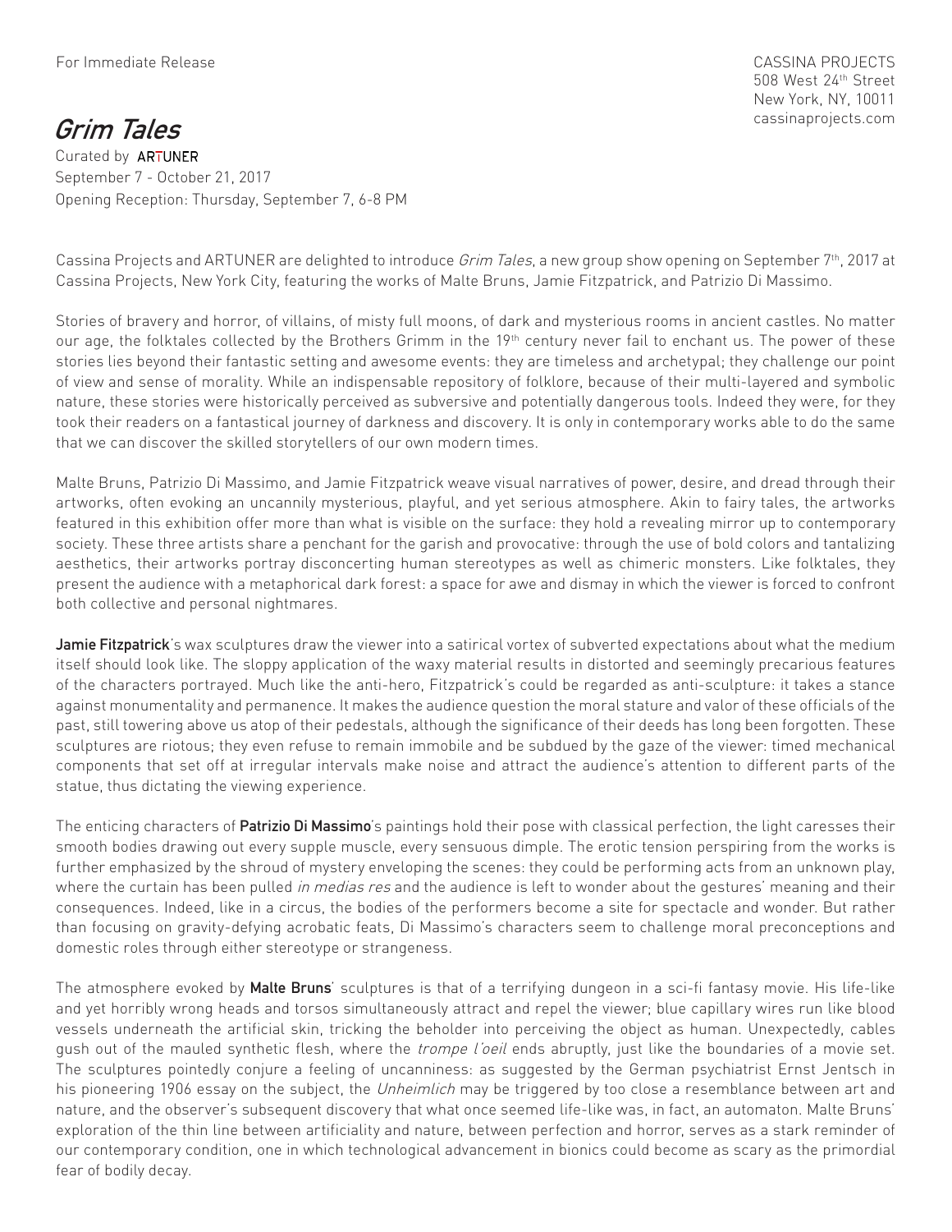For Immediate Release

CASSINA PROJECTS
508 West 24th Street
New York, NY, 10011
cassinaprojects.com

# *Grim Tales*

Curated by ARTUNER
September 7 - October 21, 2017
Opening Reception: Thursday, September 7, 6-8 PM

Cassina Projects and ARTUNER are delighted to introduce *Grim Tales*, a new group show opening on September 7th, 2017 at Cassina Projects, New York City, featuring the works of Malte Bruns, Jamie Fitzpatrick, and Patrizio Di Massimo.

Stories of bravery and horror, of villains, of misty full moons, of dark and mysterious rooms in ancient castles. No matter our age, the folktales collected by the Brothers Grimm in the 19th century never fail to enchant us. The power of these stories lies beyond their fantastic setting and awesome events: they are timeless and archetypal; they challenge our point of view and sense of morality. While an indispensable repository of folklore, because of their multi-layered and symbolic nature, these stories were historically perceived as subversive and potentially dangerous tools. Indeed they were, for they took their readers on a fantastical journey of darkness and discovery. It is only in contemporary works able to do the same that we can discover the skilled storytellers of our own modern times.

Malte Bruns, Patrizio Di Massimo, and Jamie Fitzpatrick weave visual narratives of power, desire, and dread through their artworks, often evoking an uncannily mysterious, playful, and yet serious atmosphere. Akin to fairy tales, the artworks featured in this exhibition offer more than what is visible on the surface: they hold a revealing mirror up to contemporary society. These three artists share a penchant for the garish and provocative: through the use of bold colors and tantalizing aesthetics, their artworks portray disconcerting human stereotypes as well as chimeric monsters. Like folktales, they present the audience with a metaphorical dark forest: a space for awe and dismay in which the viewer is forced to confront both collective and personal nightmares.

**Jamie Fitzpatrick**'s wax sculptures draw the viewer into a satirical vortex of subverted expectations about what the medium itself should look like. The sloppy application of the waxy material results in distorted and seemingly precarious features of the characters portrayed. Much like the anti-hero, Fitzpatrick's could be regarded as anti-sculpture: it takes a stance against monumentality and permanence. It makes the audience question the moral stature and valor of these officials of the past, still towering above us atop of their pedestals, although the significance of their deeds has long been forgotten. These sculptures are riotous; they even refuse to remain immobile and be subdued by the gaze of the viewer: timed mechanical components that set off at irregular intervals make noise and attract the audience's attention to different parts of the statue, thus dictating the viewing experience.

The enticing characters of **Patrizio Di Massimo**'s paintings hold their pose with classical perfection, the light caresses their smooth bodies drawing out every supple muscle, every sensuous dimple. The erotic tension perspiring from the works is further emphasized by the shroud of mystery enveloping the scenes: they could be performing acts from an unknown play, where the curtain has been pulled *in medias res* and the audience is left to wonder about the gestures' meaning and their consequences. Indeed, like in a circus, the bodies of the performers become a site for spectacle and wonder. But rather than focusing on gravity-defying acrobatic feats, Di Massimo's characters seem to challenge moral preconceptions and domestic roles through either stereotype or strangeness.

The atmosphere evoked by **Malte Bruns**' sculptures is that of a terrifying dungeon in a sci-fi fantasy movie. His life-like and yet horribly wrong heads and torsos simultaneously attract and repel the viewer; blue capillary wires run like blood vessels underneath the artificial skin, tricking the beholder into perceiving the object as human. Unexpectedly, cables gush out of the mauled synthetic flesh, where the *trompe l'oeil* ends abruptly, just like the boundaries of a movie set. The sculptures pointedly conjure a feeling of uncanniness: as suggested by the German psychiatrist Ernst Jentsch in his pioneering 1906 essay on the subject, the *Unheimlich* may be triggered by too close a resemblance between art and nature, and the observer's subsequent discovery that what once seemed life-like was, in fact, an automaton. Malte Bruns' exploration of the thin line between artificiality and nature, between perfection and horror, serves as a stark reminder of our contemporary condition, one in which technological advancement in bionics could become as scary as the primordial fear of bodily decay.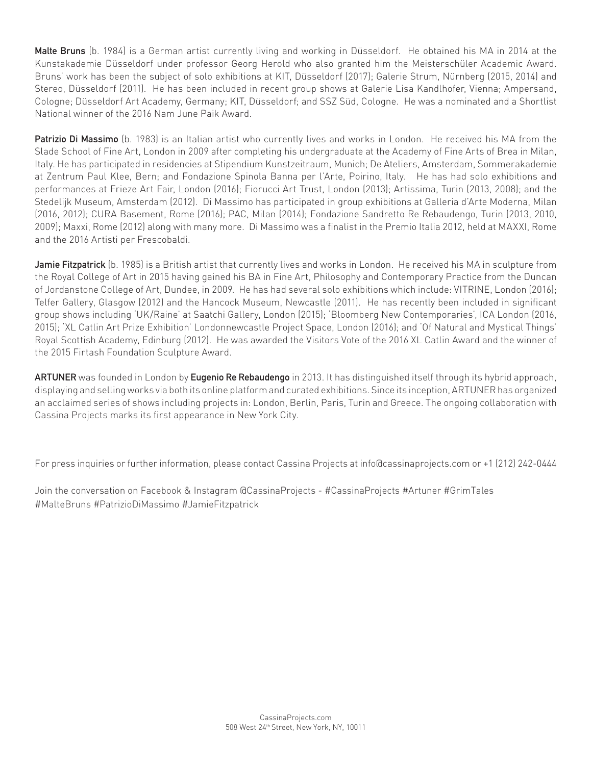**Malte Bruns** (b. 1984) is a German artist currently living and working in Düsseldorf. He obtained his MA in 2014 at the Kunstakademie Düsseldorf under professor Georg Herold who also granted him the Meisterschüler Academic Award. Bruns' work has been the subject of solo exhibitions at KIT, Düsseldorf (2017); Galerie Strum, Nürnberg (2015, 2014) and Stereo, Düsseldorf (2011). He has been included in recent group shows at Galerie Lisa Kandlhofer, Vienna; Ampersand, Cologne; Düsseldorf Art Academy, Germany; KIT, Düsseldorf; and SSZ Süd, Cologne. He was a nominated and a Shortlist National winner of the 2016 Nam June Paik Award.

**Patrizio Di Massimo** (b. 1983) is an Italian artist who currently lives and works in London. He received his MA from the Slade School of Fine Art, London in 2009 after completing his undergraduate at the Academy of Fine Arts of Brea in Milan, Italy. He has participated in residencies at Stipendium Kunstzeitraum, Munich; De Ateliers, Amsterdam, Sommerakademie at Zentrum Paul Klee, Bern; and Fondazione Spinola Banna per l'Arte, Poirino, Italy. He has had solo exhibitions and performances at Frieze Art Fair, London (2016); Fiorucci Art Trust, London (2013); Artissima, Turin (2013, 2008); and the Stedelijk Museum, Amsterdam (2012). Di Massimo has participated in group exhibitions at Galleria d'Arte Moderna, Milan (2016, 2012); CURA Basement, Rome (2016); PAC, Milan (2014); Fondazione Sandretto Re Rebaudengo, Turin (2013, 2010, 2009); Maxxi, Rome (2012) along with many more. Di Massimo was a finalist in the Premio Italia 2012, held at MAXXI, Rome and the 2016 Artisti per Frescobaldi.

**Jamie Fitzpatrick** (b. 1985) is a British artist that currently lives and works in London. He received his MA in sculpture from the Royal College of Art in 2015 having gained his BA in Fine Art, Philosophy and Contemporary Practice from the Duncan of Jordanstone College of Art, Dundee, in 2009. He has had several solo exhibitions which include: VITRINE, London (2016); Telfer Gallery, Glasgow (2012) and the Hancock Museum, Newcastle (2011). He has recently been included in significant group shows including 'UK/Raine' at Saatchi Gallery, London (2015); 'Bloomberg New Contemporaries', ICA London (2016, 2015); 'XL Catlin Art Prize Exhibition' Londonnewcastle Project Space, London (2016); and 'Of Natural and Mystical Things' Royal Scottish Academy, Edinburg (2012). He was awarded the Visitors Vote of the 2016 XL Catlin Award and the winner of the 2015 Firtash Foundation Sculpture Award.

**ARTUNER** was founded in London by **Eugenio Re Rebaudengo** in 2013. It has distinguished itself through its hybrid approach, displaying and selling works via both its online platform and curated exhibitions. Since its inception, ARTUNER has organized an acclaimed series of shows including projects in: London, Berlin, Paris, Turin and Greece. The ongoing collaboration with Cassina Projects marks its first appearance in New York City.

For press inquiries or further information, please contact Cassina Projects at info@cassinaprojects.com or +1 (212) 242-0444

Join the conversation on Facebook & Instagram @CassinaProjects - #CassinaProjects #Artuner #GrimTales #MalteBruns #PatrizioDiMassimo #JamieFitzpatrick

CassinaProjects.com
508 West 24th Street, New York, NY, 10011